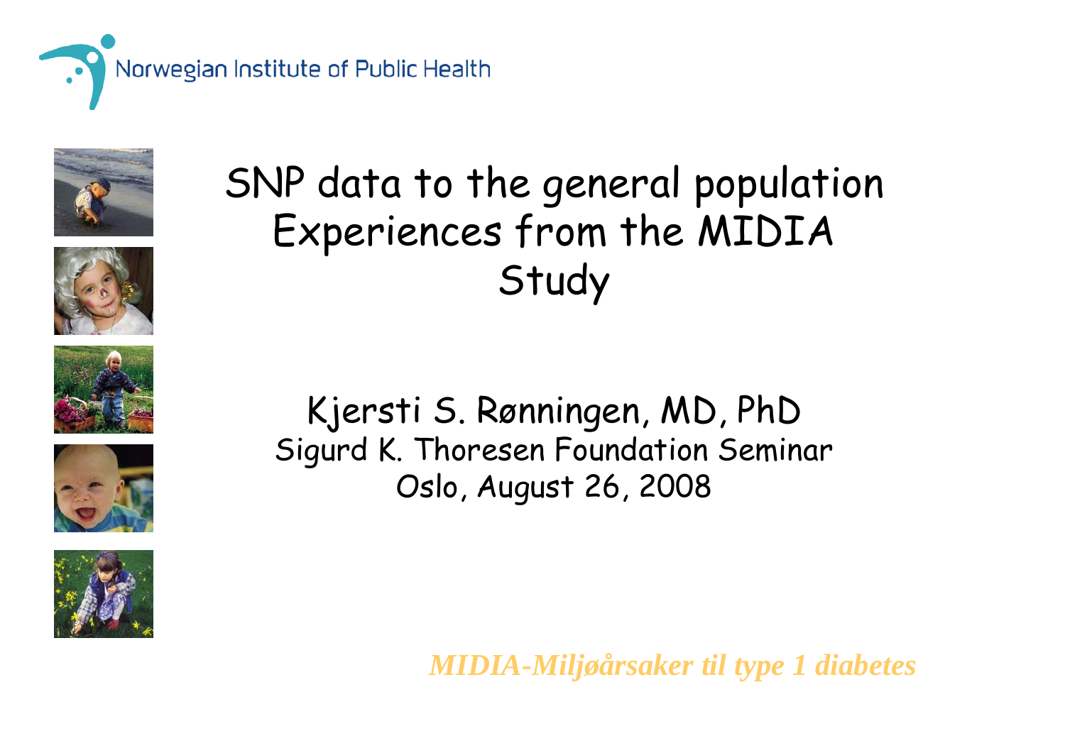Norwegian Institute of Public Health

# SNP data to the general population Experiences from the MIDIA Study

Kjersti S. Rønningen, MD, PhD

Sigurd K. Thoresen Foundation Seminar

Oslo, August 26, 2008

***MIDIA-Miljøårsaker til type 1 diabetes***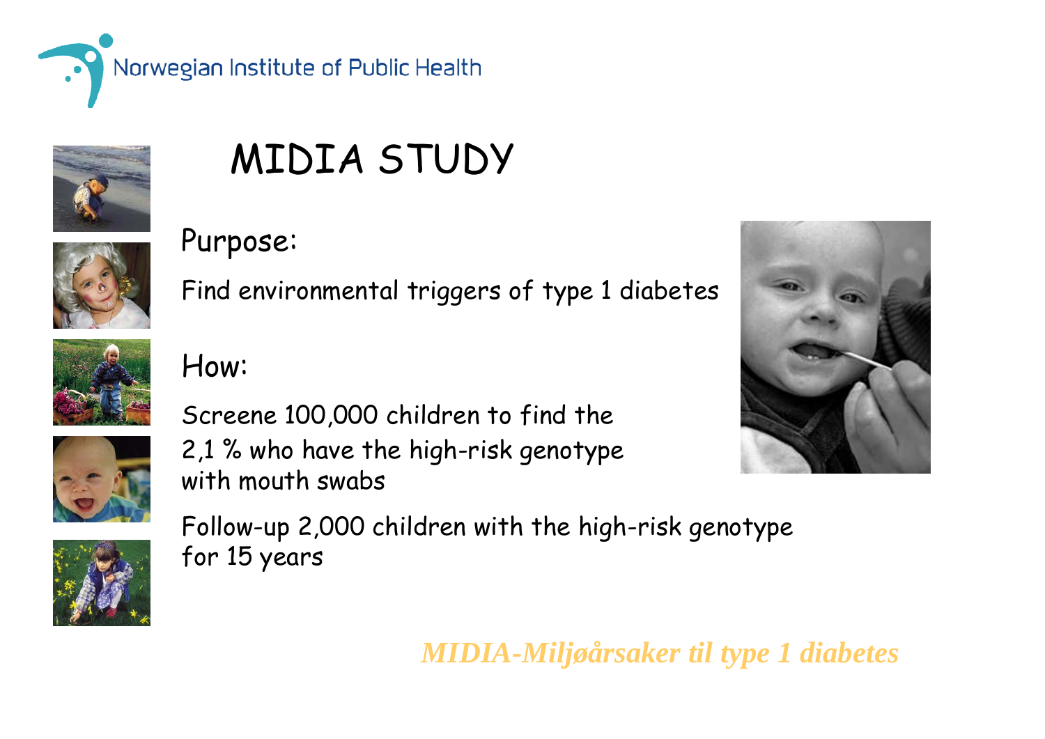Norwegian Institute of Public Health

# MIDIA STUDY

## Purpose:

Find environmental triggers of type 1 diabetes

## How:

Screene 100,000 children to find the 2,1 % who have the high-risk genotype with mouth swabs

Follow-up 2,000 children with the high-risk genotype for 15 years

*MIDIA-Miljøårsaker til type 1 diabetes*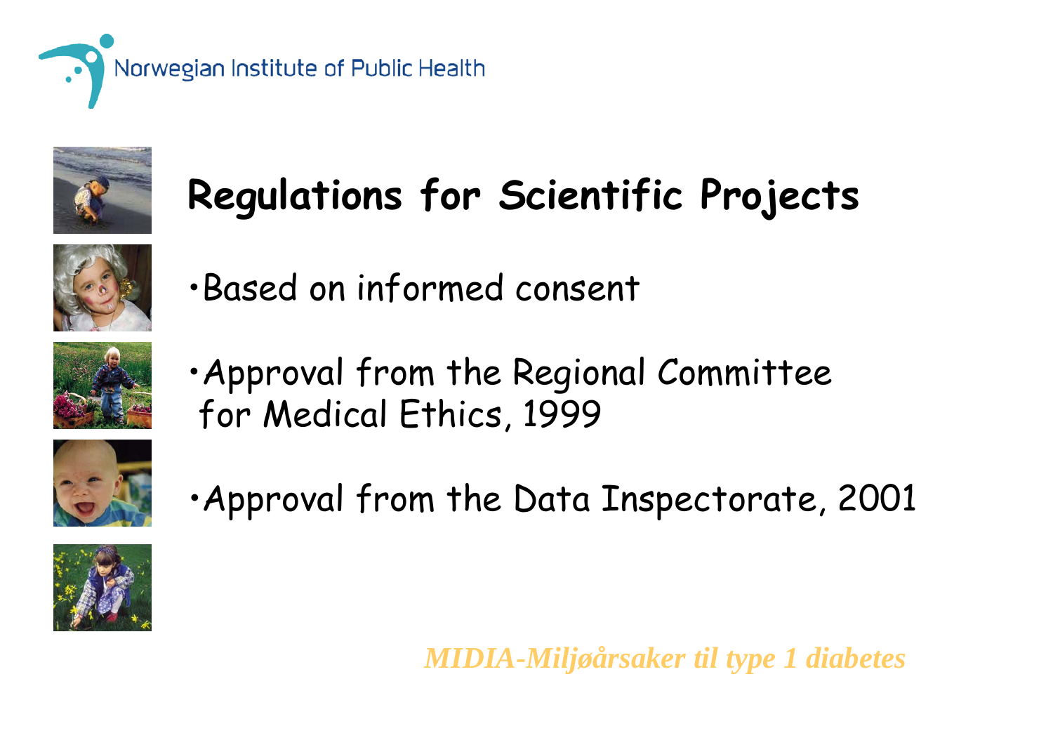Norwegian Institute of Public Health

# Regulations for Scientific Projects

- Based on informed consent
- Approval from the Regional Committee for Medical Ethics, 1999
- Approval from the Data Inspectorate, 2001

*MIDIA-Miljøårsaker til type 1 diabetes*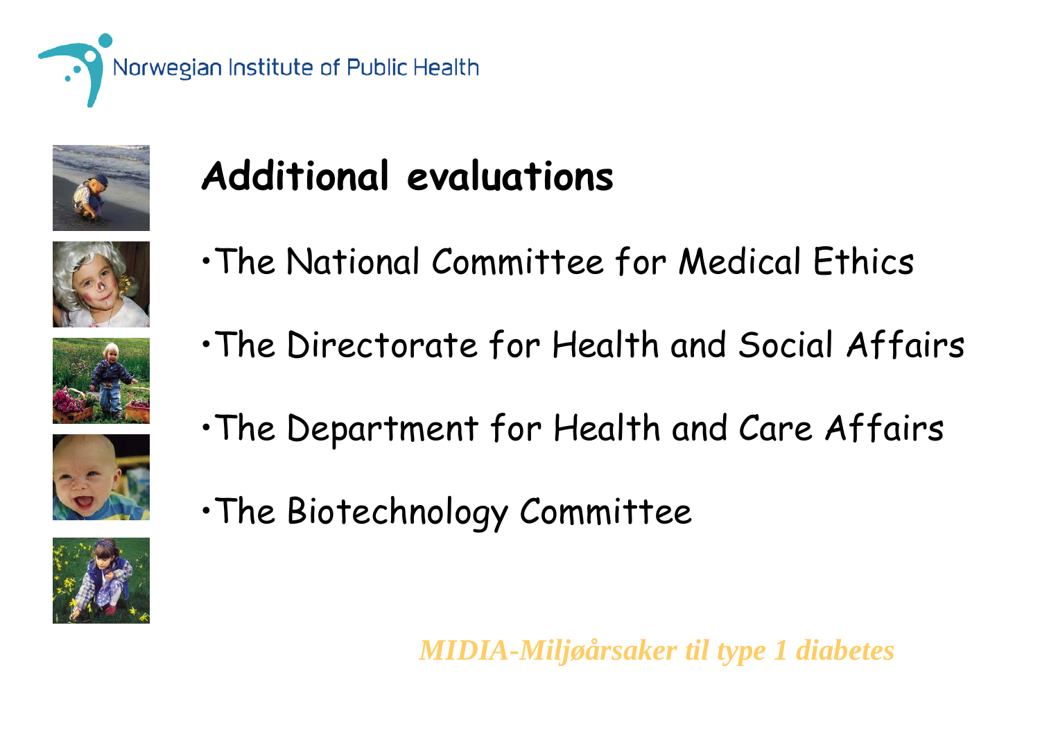## Additional evaluations

- The National Committee for Medical Ethics
- The Directorate for Health and Social Affairs
- The Department for Health and Care Affairs
- The Biotechnology Committee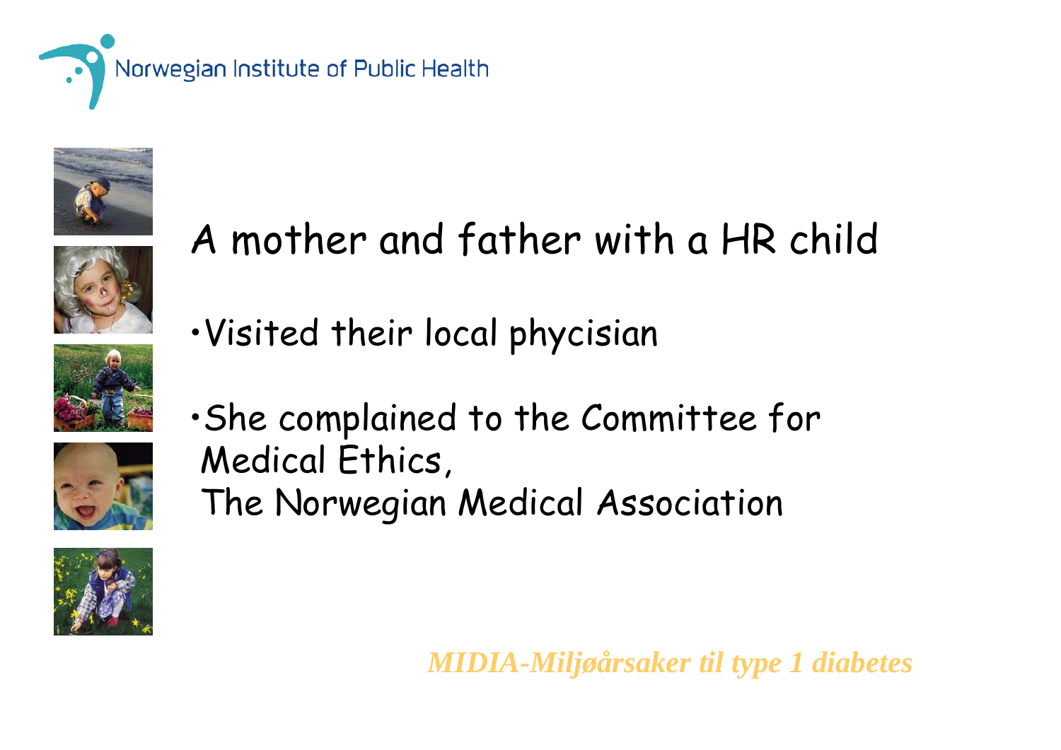# A mother and father with a HR child

- Visited their local phycisian
- She complained to the Committee for Medical Ethics, The Norwegian Medical Association

*MIDIA-Miljøårsaker til type 1 diabetes*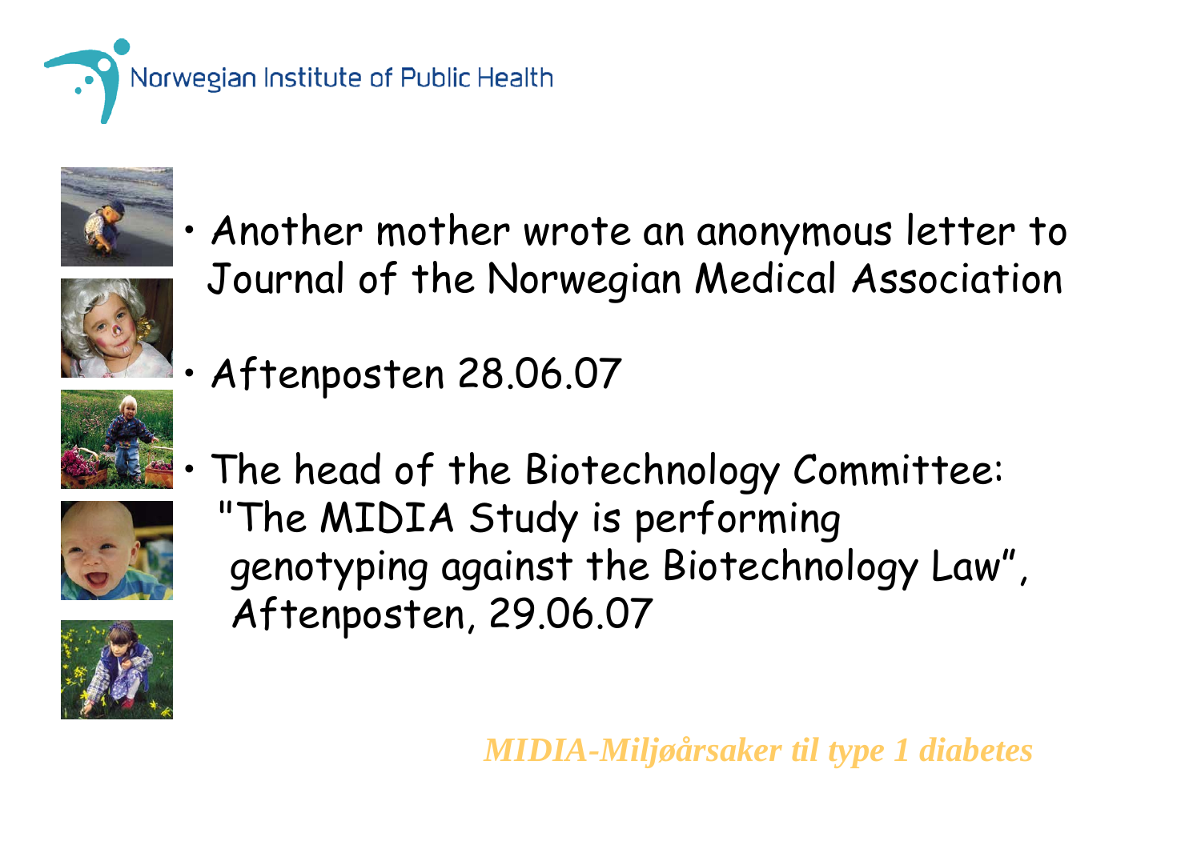- Another mother wrote an anonymous letter to Journal of the Norwegian Medical Association
- Aftenposten 28.06.07
- The head of the Biotechnology Committee: "The MIDIA Study is performing genotyping against the Biotechnology Law", Aftenposten, 29.06.07

*MIDIA-Miljøårsaker til type 1 diabetes*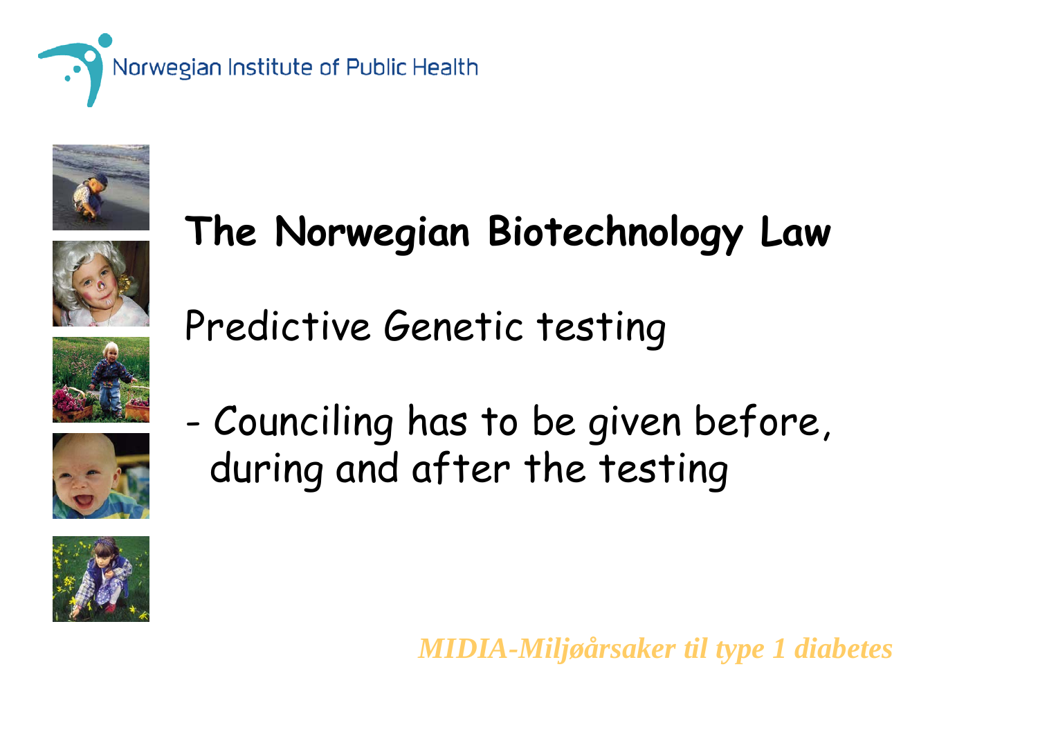# The Norwegian Biotechnology Law

Predictive Genetic testing

- Counciling has to be given before, during and after the testing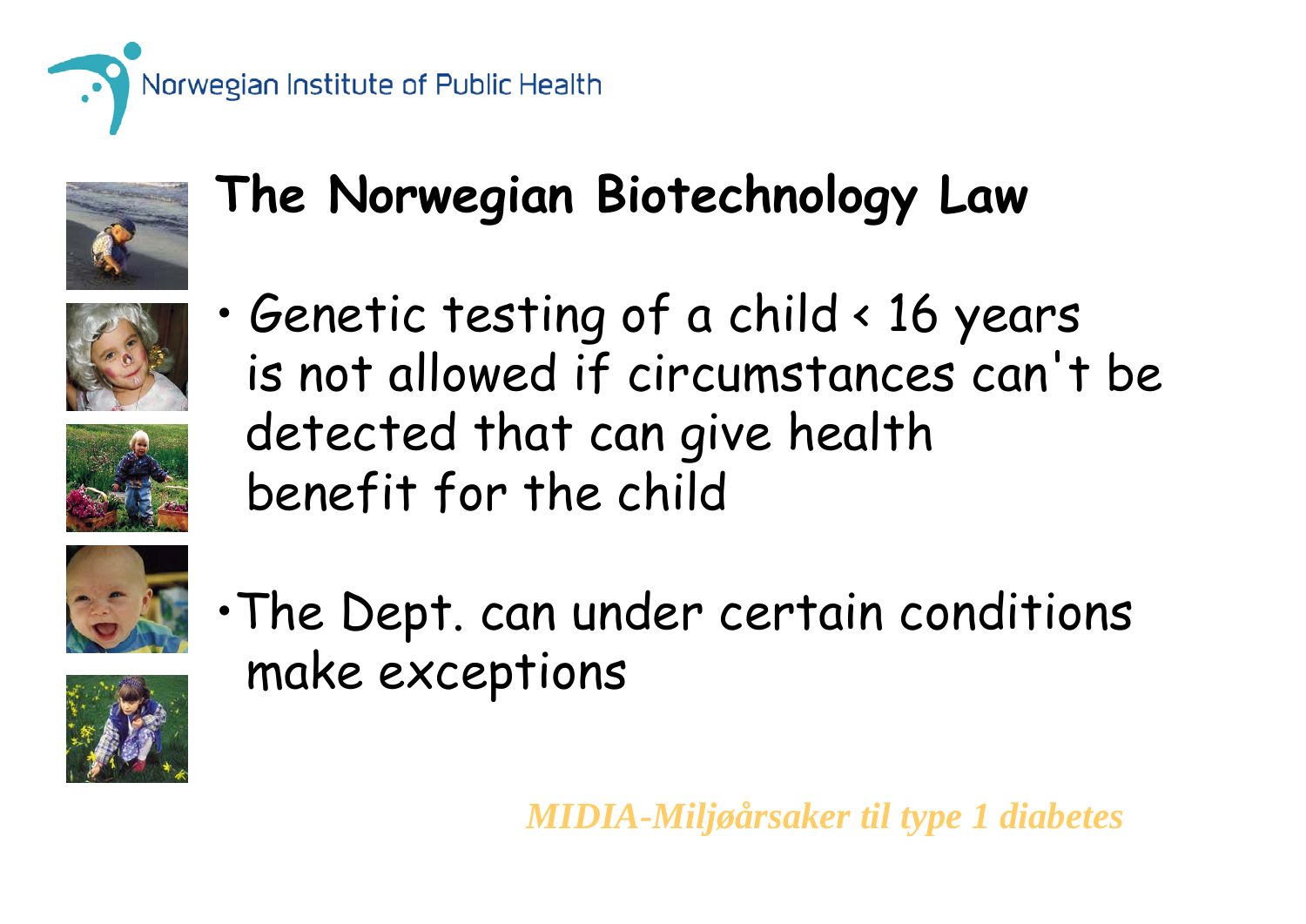# The Norwegian Biotechnology Law

- Genetic testing of a child < 16 years is not allowed if circumstances can't be detected that can give health benefit for the child

- The Dept. can under certain conditions make exceptions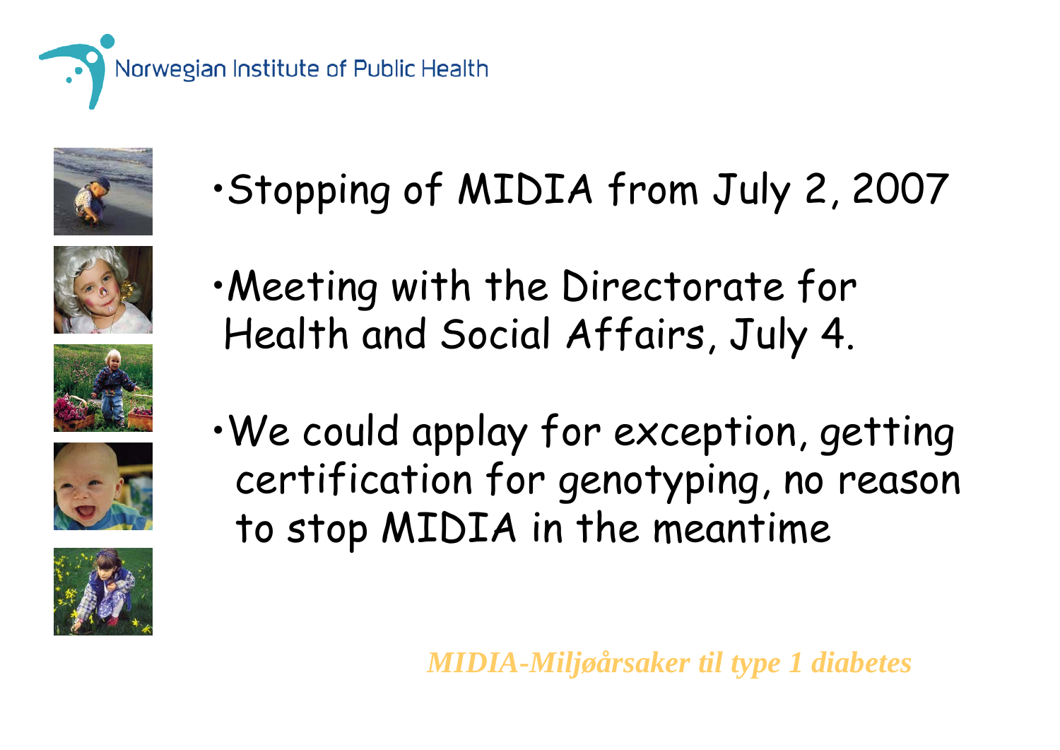- Stopping of MIDIA from July 2, 2007

- Meeting with the Directorate for Health and Social Affairs, July 4.

- We could applay for exception, getting certification for genotyping, no reason to stop MIDIA in the meantime

*MIDIA-Miljøårsaker til type 1 diabetes*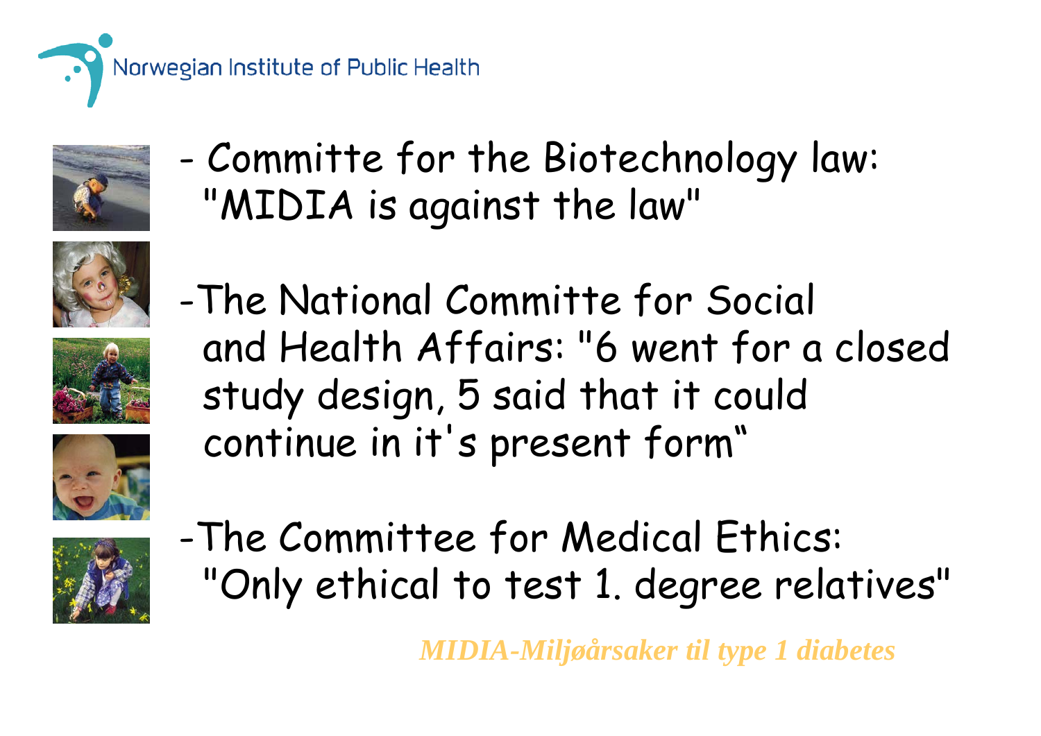- Committe for the Biotechnology law: "MIDIA is against the law"

- The National Committe for Social and Health Affairs: "6 went for a closed study design, 5 said that it could continue in it's present form"

- The Committee for Medical Ethics: "Only ethical to test 1. degree relatives"

*MIDIA-Miljøårsaker til type 1 diabetes*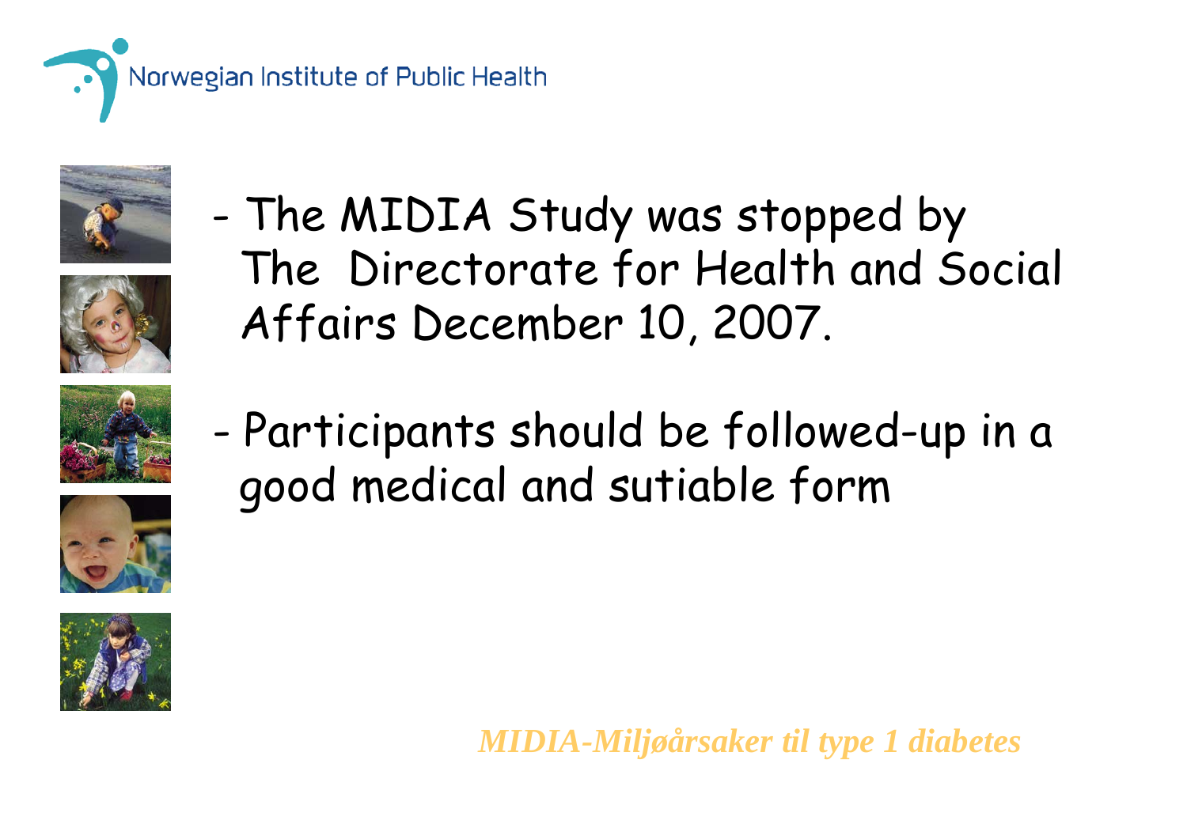- The MIDIA Study was stopped by The Directorate for Health and Social Affairs December 10, 2007.

- Participants should be followed-up in a good medical and sutiable form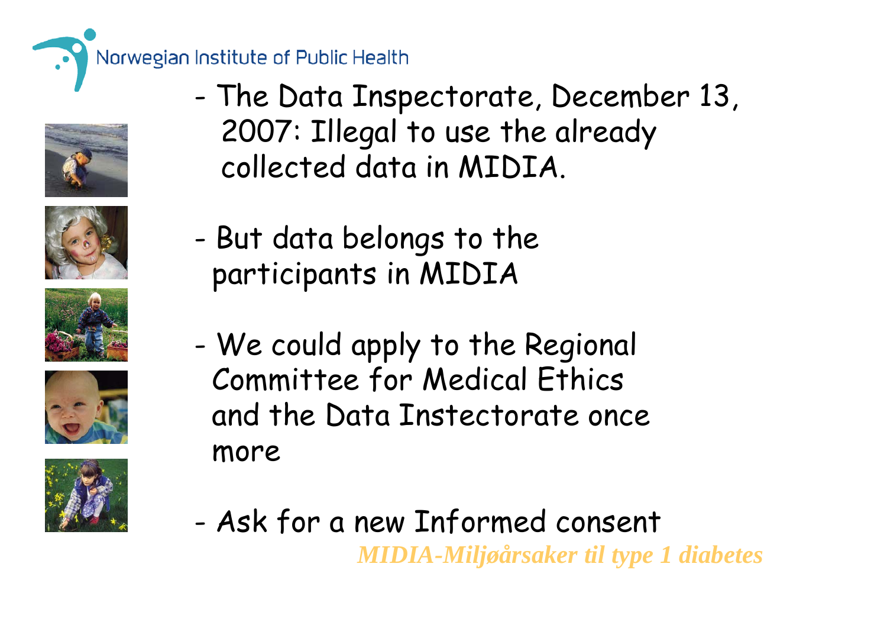- The Data Inspectorate, December 13, 2007: Illegal to use the already collected data in MIDIA.
- But data belongs to the participants in MIDIA
- We could apply to the Regional Committee for Medical Ethics and the Data Instectorate once more
- Ask for a new Informed consent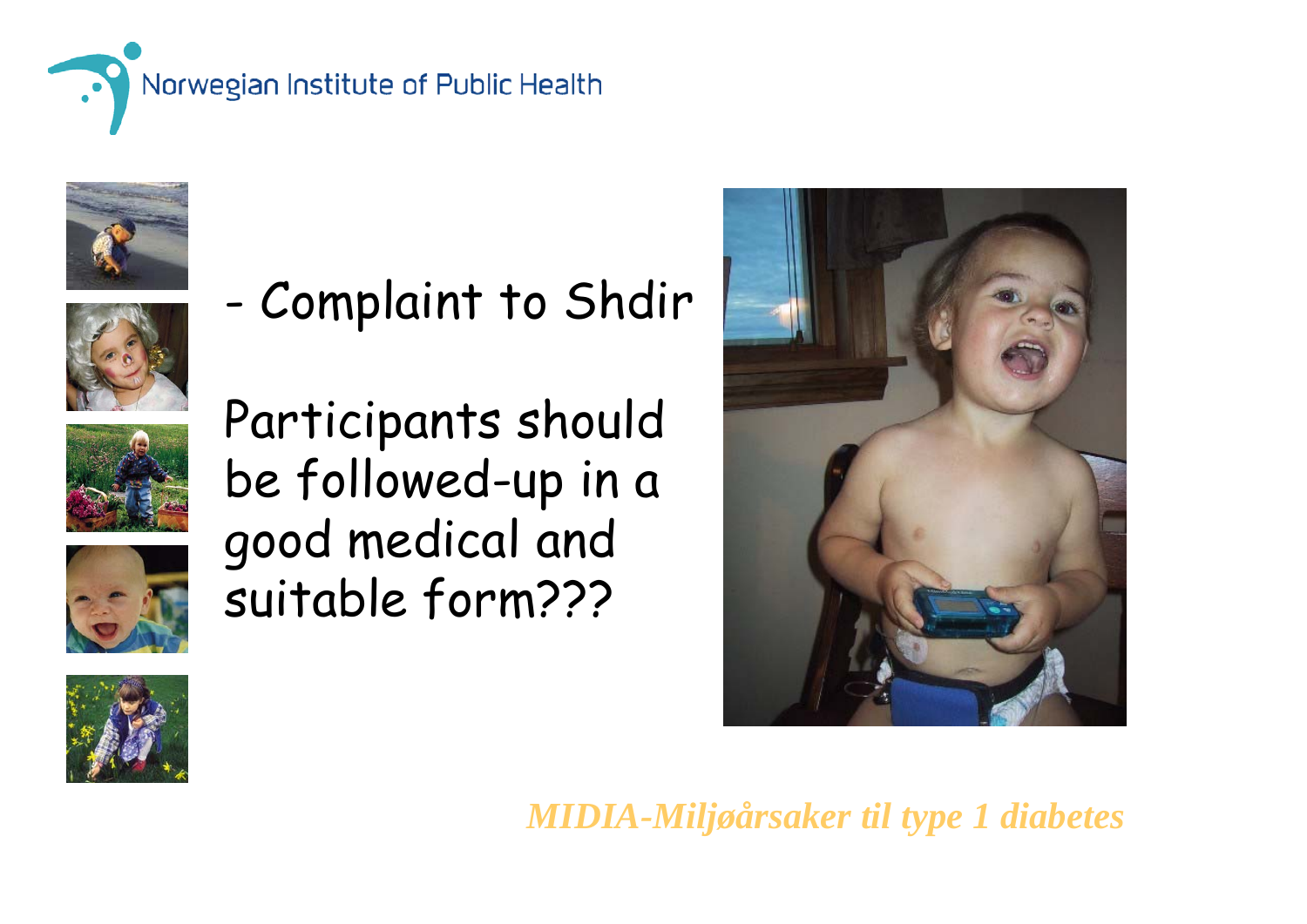- Complaint to Shdir

Participants should be followed-up in a good medical and suitable form???

*MIDIA-Miljøårsaker til type 1 diabetes*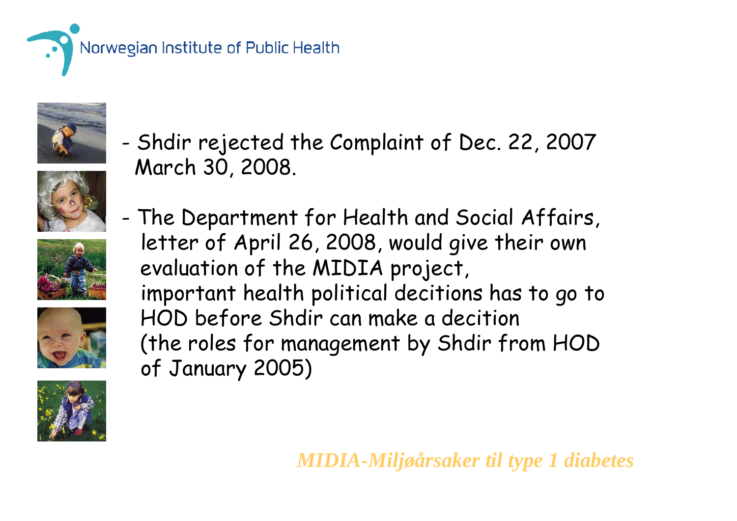- Shdir rejected the Complaint of Dec. 22, 2007 March 30, 2008.

- The Department for Health and Social Affairs, letter of April 26, 2008, would give their own evaluation of the MIDIA project, important health political decitions has to go to HOD before Shdir can make a decition (the roles for management by Shdir from HOD of January 2005)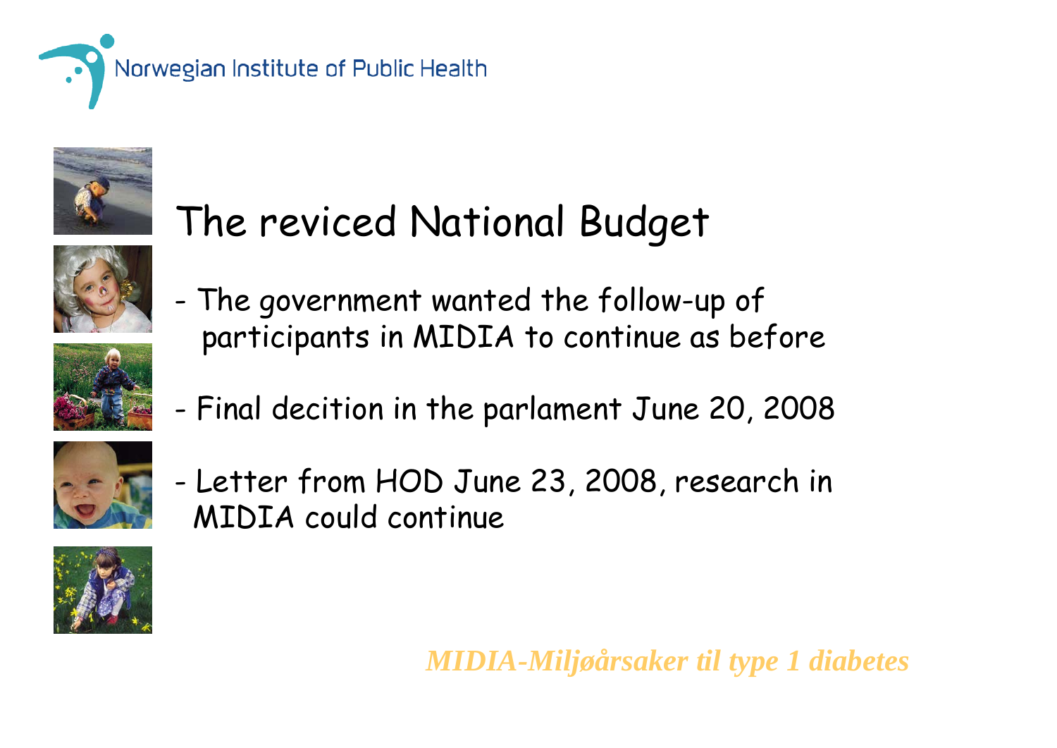# The reviced National Budget

- The government wanted the follow-up of participants in MIDIA to continue as before
- Final decition in the parlament June 20, 2008
- Letter from HOD June 23, 2008, research in MIDIA could continue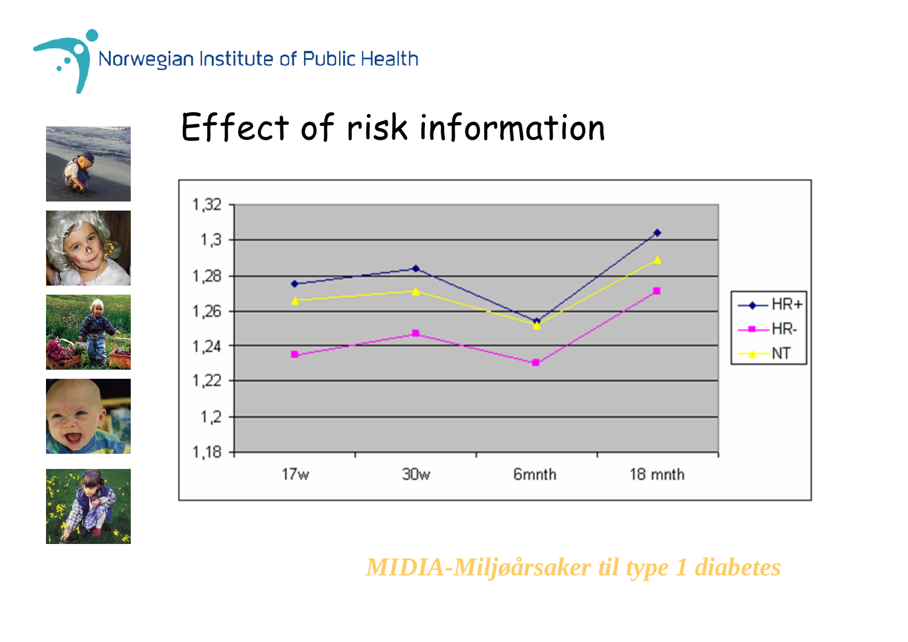Norwegian Institute of Public Health

# Effect of risk information

| | 17w | 30w | 6mnth | 18 mnth |
| --- | --- | --- | --- | --- |
| HR+ | 1,275 | 1,284 | 1,254 | 1,304 |
| HR- | 1,235 | 1,247 | 1,230 | 1,271 |
| NT | 1,266 | 1,271 | 1,252 | 1,289 |

*MIDIA-Miljøårsaker til type 1 diabetes*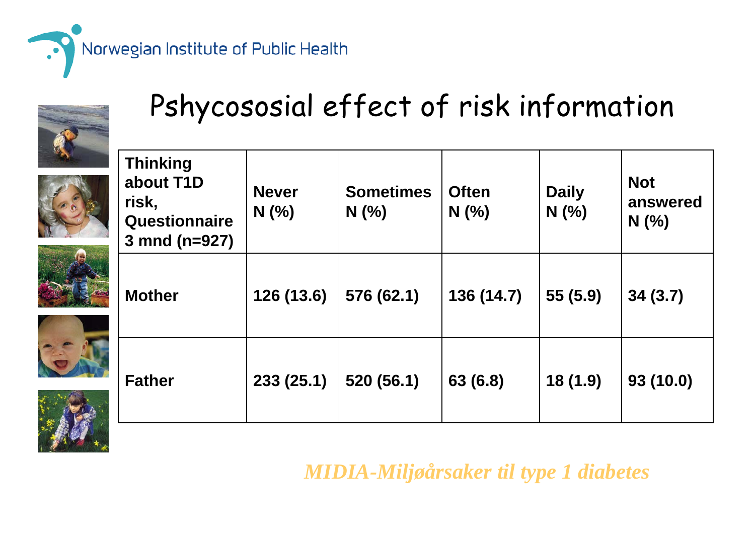# Pshycososial effect of risk information

| Thinking about T1D risk, Questionnaire 3 mnd (n=927) | Never N (%) | Sometimes N (%) | Often N (%) | Daily N (%) | Not answered N (%) |
|---|---|---|---|---|---|
| Mother | 126 (13.6) | 576 (62.1) | 136 (14.7) | 55 (5.9) | 34 (3.7) |
| Father | 233 (25.1) | 520 (56.1) | 63 (6.8) | 18 (1.9) | 93 (10.0) |

*MIDIA-Miljøårsaker til type 1 diabetes*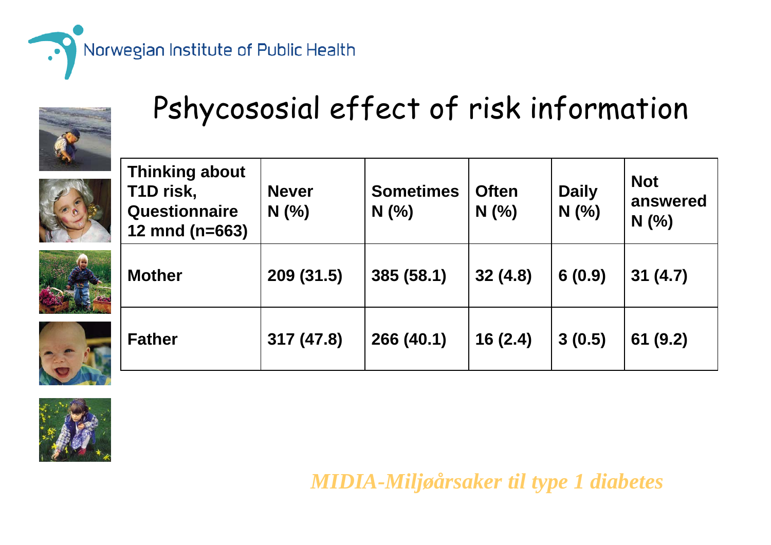Norwegian Institute of Public Health

# Pshycososial effect of risk information

| Thinking about T1D risk, Questionnaire 12 mnd (n=663) | Never N (%) | Sometimes N (%) | Often N (%) | Daily N (%) | Not answered N (%) |
|---|---|---|---|---|---|
| Mother | 209 (31.5) | 385 (58.1) | 32 (4.8) | 6 (0.9) | 31 (4.7) |
| Father | 317 (47.8) | 266 (40.1) | 16 (2.4) | 3 (0.5) | 61 (9.2) |

*MIDIA-Miljøårsaker til type 1 diabetes*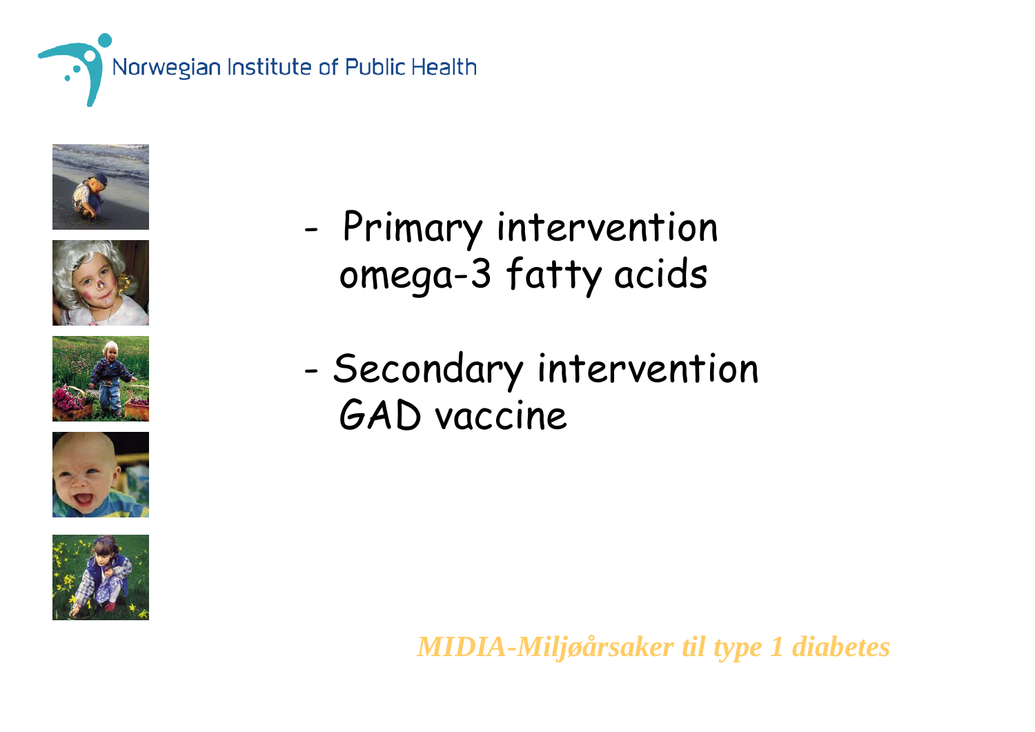- Primary intervention
  omega-3 fatty acids

- Secondary intervention
  GAD vaccine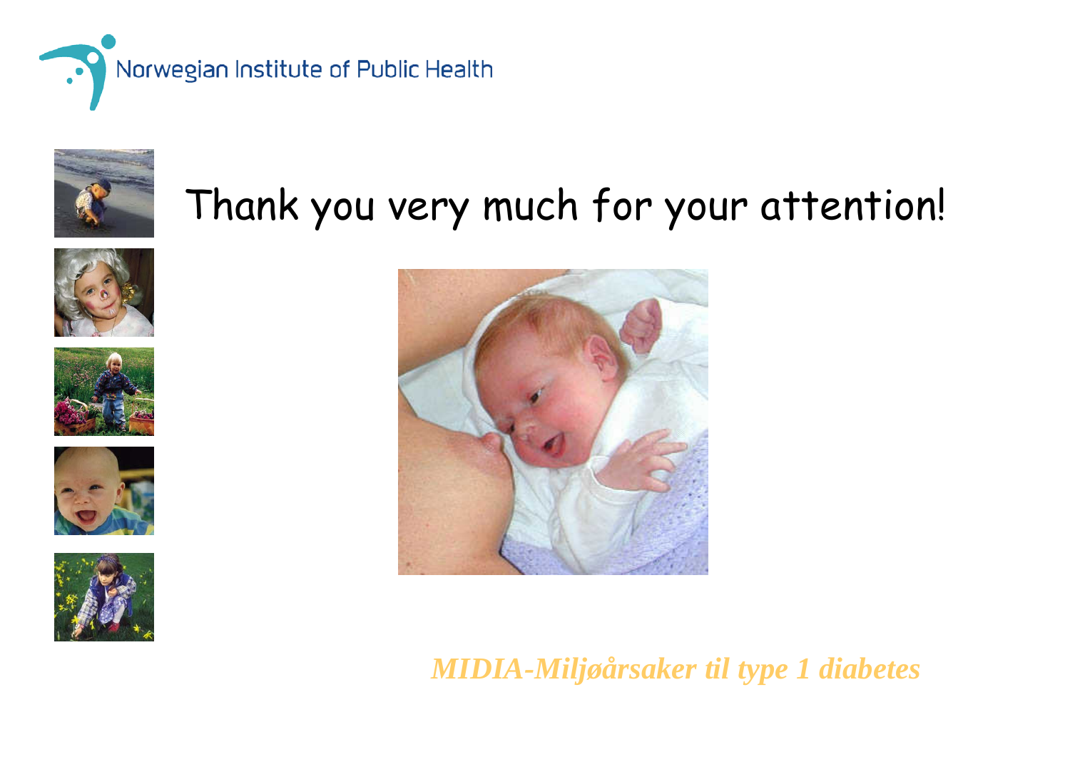Norwegian Institute of Public Health

# Thank you very much for your attention!

*MIDIA-Miljøårsaker til type 1 diabetes*